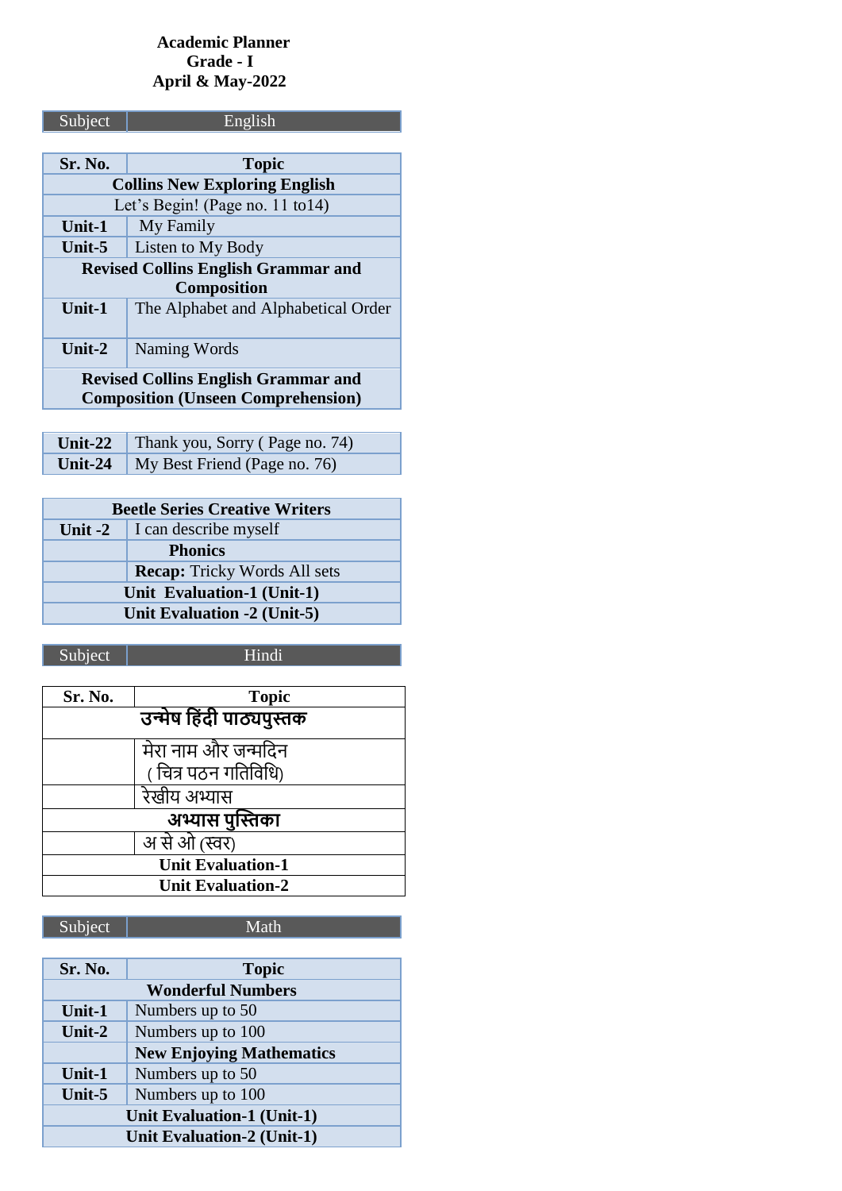**Academic Planner**
**Grade - I**
**April & May-2022**

| Subject | English |
|---|---|

| Sr. No. | Topic |
|---|---|
| **Collins New Exploring English** | |
| Let's Begin! (Page no. 11 to14) | |
| **Unit-1** | My Family |
| **Unit-5** | Listen to My Body |
| **Revised Collins English Grammar and Composition** | |
| **Unit-1** | The Alphabet and Alphabetical Order |
| **Unit-2** | Naming Words |
| **Revised Collins English Grammar and Composition (Unseen Comprehension)** | |
| **Unit-22** | Thank you, Sorry ( Page no. 74) |
| **Unit-24** | My Best Friend (Page no. 76) |
| **Beetle Series Creative Writers** | |
| **Unit -2** | I can describe myself |
| | **Phonics** |
| | **Recap:** Tricky Words All sets |
| **Unit Evaluation-1 (Unit-1)** | |
| **Unit Evaluation -2 (Unit-5)** | |

| Subject | Hindi |
|---|---|

| Sr. No. | Topic |
|---|---|
| **उन्मेष हिंदी पाठ्यपुस्तक** | |
| | मेरा नाम और जन्मदिन ( चित्र पठन गतिविधि) |
| | रेखीय अभ्यास |
| **अभ्यास पुस्तिका** | |
| | अ से ओ (स्वर) |
| **Unit Evaluation-1** | |
| **Unit Evaluation-2** | |

| Subject | Math |
|---|---|

| Sr. No. | Topic |
|---|---|
| **Wonderful Numbers** | |
| **Unit-1** | Numbers up to 50 |
| **Unit-2** | Numbers up to 100 |
| | **New Enjoying Mathematics** |
| **Unit-1** | Numbers up to 50 |
| **Unit-5** | Numbers up to 100 |
| **Unit Evaluation-1 (Unit-1)** | |
| **Unit Evaluation-2 (Unit-1)** | |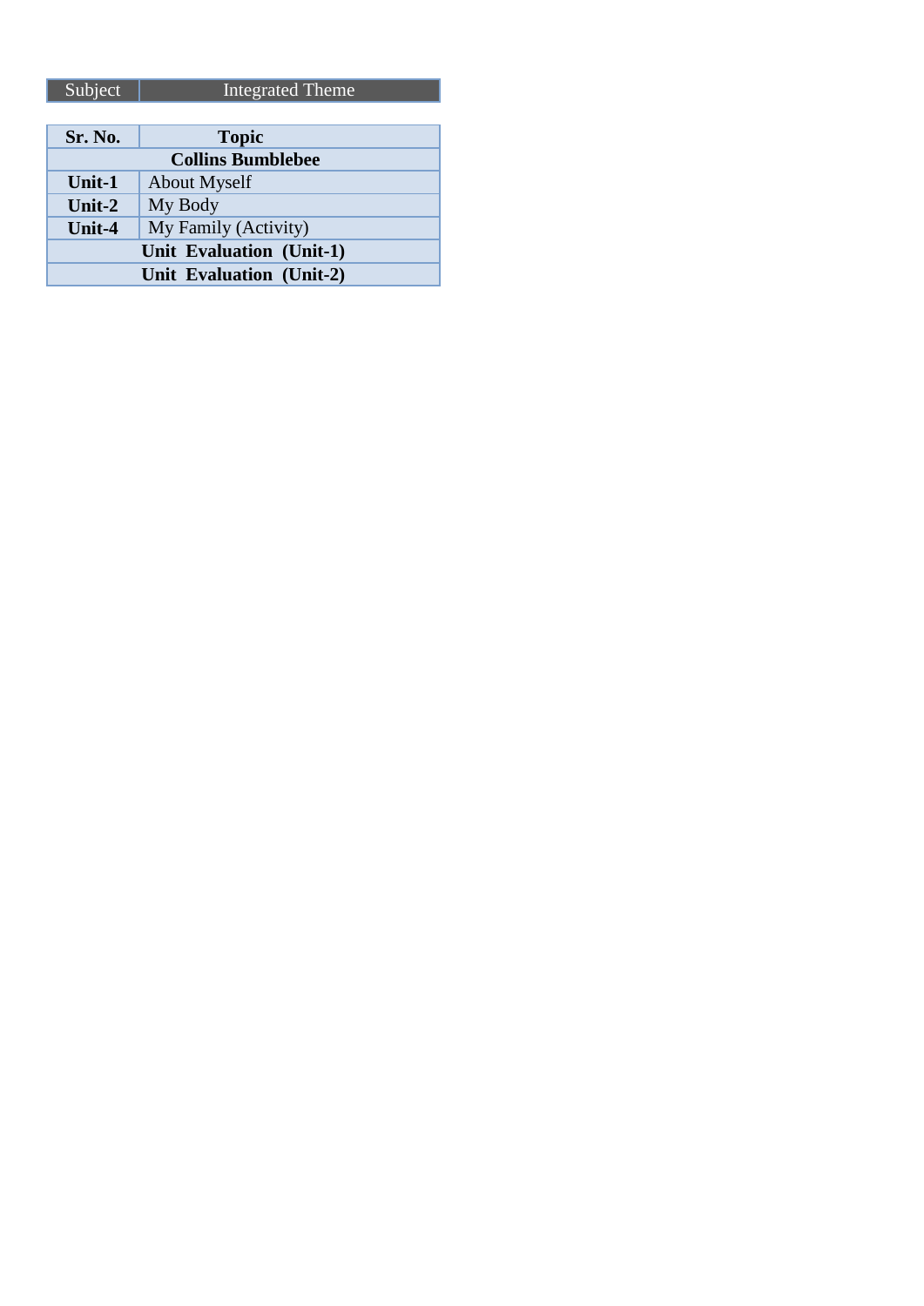| Subject | Integrated Theme |
|---|---|

| Sr. No. | Topic |
|---|---|
| **Collins Bumblebee** | |
| **Unit-1** | About Myself |
| **Unit-2** | My Body |
| **Unit-4** | My Family (Activity) |
| **Unit Evaluation (Unit-1)** | |
| **Unit Evaluation (Unit-2)** | |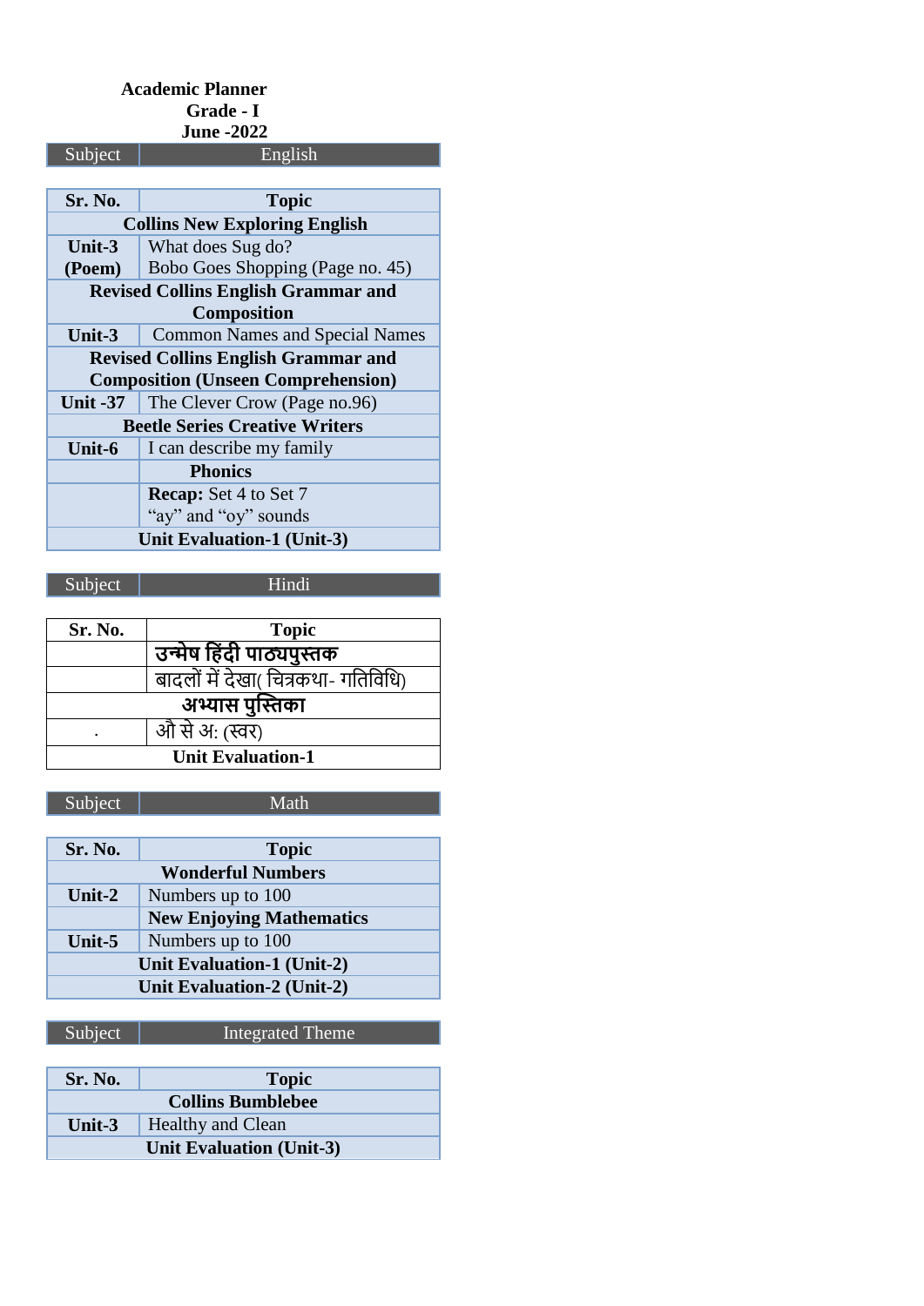**Academic Planner**

**Grade - I**

**June -2022**

| Subject | English |
|---|---|

| Sr. No. | Topic |
|---|---|
| **Collins New Exploring English** | |
| **Unit-3 (Poem)** | What does Sug do? Bobo Goes Shopping (Page no. 45) |
| **Revised Collins English Grammar and Composition** | |
| **Unit-3** | Common Names and Special Names |
| **Revised Collins English Grammar and Composition (Unseen Comprehension)** | |
| **Unit -37** | The Clever Crow (Page no.96) |
| **Beetle Series Creative Writers** | |
| **Unit-6** | I can describe my family |
| | **Phonics** |
| | **Recap:** Set 4 to Set 7 "ay" and "oy" sounds |
| **Unit Evaluation-1 (Unit-3)** | |

| Subject | Hindi |
|---|---|

| Sr. No. | Topic |
|---|---|
| | **उन्मेष हिंदी पाठ्यपुस्तक** |
| | बादलों में देखा( चित्रकथा- गतिविधि) |
| **अभ्यास पुस्तिका** | |
| . | औ से अ: (स्वर) |
| **Unit Evaluation-1** | |

| Subject | Math |
|---|---|

| Sr. No. | Topic |
|---|---|
| **Wonderful Numbers** | |
| **Unit-2** | Numbers up to 100 |
| | **New Enjoying Mathematics** |
| **Unit-5** | Numbers up to 100 |
| **Unit Evaluation-1 (Unit-2)** | |
| **Unit Evaluation-2 (Unit-2)** | |

| Subject | Integrated Theme |
|---|---|

| Sr. No. | Topic |
|---|---|
| **Collins Bumblebee** | |
| **Unit-3** | Healthy and Clean |
| **Unit Evaluation (Unit-3)** | |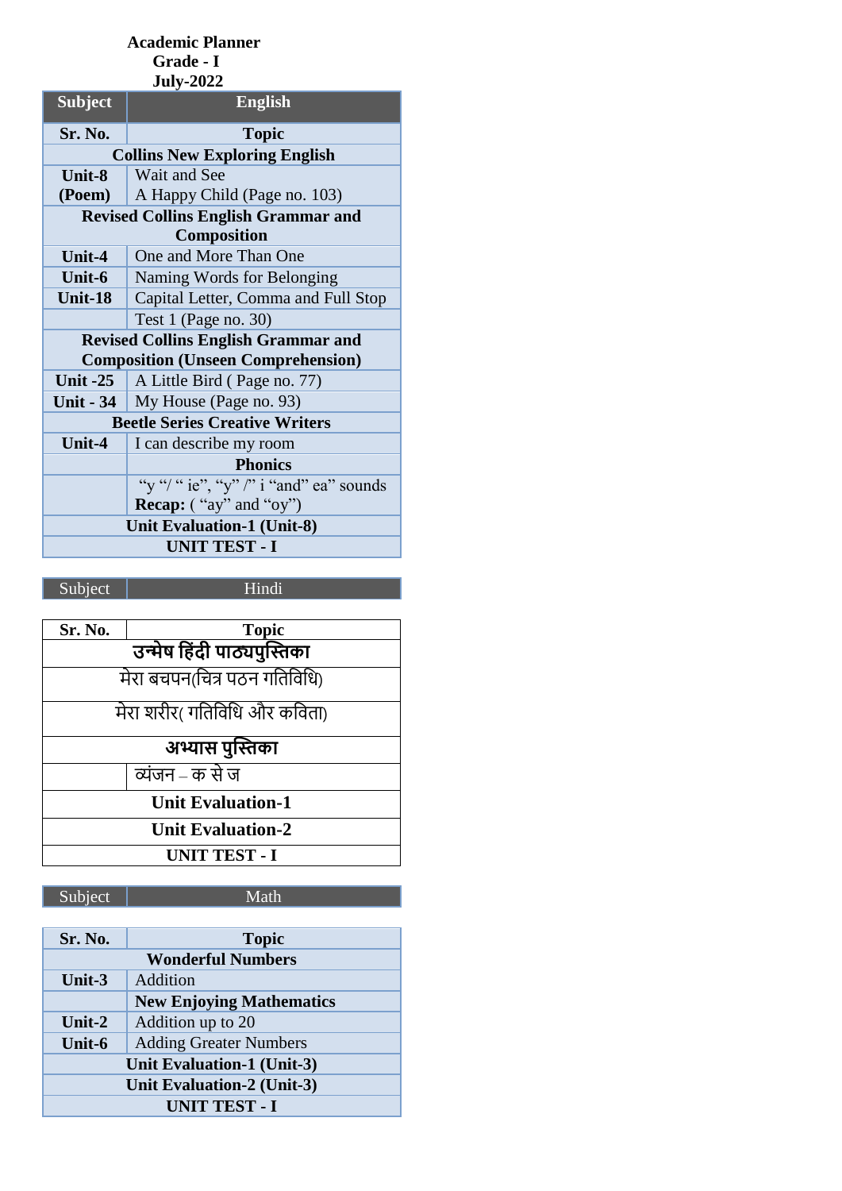**Academic Planner**
**Grade - I**
**July-2022**

| **Subject** | **English** |
|---|---|
| **Sr. No.** | **Topic** |
| **Collins New Exploring English** | |
| **Unit-8 (Poem)** | Wait and See<br>A Happy Child (Page no. 103) |
| **Revised Collins English Grammar and Composition** | |
| **Unit-4** | One and More Than One |
| **Unit-6** | Naming Words for Belonging |
| **Unit-18** | Capital Letter, Comma and Full Stop |
| | Test 1 (Page no. 30) |
| **Revised Collins English Grammar and Composition (Unseen Comprehension)** | |
| **Unit -25** | A Little Bird ( Page no. 77) |
| **Unit - 34** | My House (Page no. 93) |
| **Beetle Series Creative Writers** | |
| **Unit-4** | I can describe my room |
| | **Phonics** |
| | "y "/ " ie", "y" /" i "and" ea" sounds<br>**Recap:** ( "ay" and "oy") |
| **Unit Evaluation-1 (Unit-8)** | |
| **UNIT TEST - I** | |

| Subject | Hindi |
|---|---|
| **Sr. No.** | **Topic** |
| **उन्मेष हिंदी पाठ्यपुस्तिका** | |
| मेरा बचपन(चित्र पठन गतिविधि) | |
| मेरा शरीर( गतिविधि और कविता) | |
| **अभ्यास पुस्तिका** | |
| | व्यंजन – क से ज |
| **Unit Evaluation-1** | |
| **Unit Evaluation-2** | |
| **UNIT TEST - I** | |

| Subject | Math |
|---|---|
| **Sr. No.** | **Topic** |
| **Wonderful Numbers** | |
| **Unit-3** | Addition |
| | **New Enjoying Mathematics** |
| **Unit-2** | Addition up to 20 |
| **Unit-6** | Adding Greater Numbers |
| **Unit Evaluation-1 (Unit-3)** | |
| **Unit Evaluation-2 (Unit-3)** | |
| **UNIT TEST - I** | |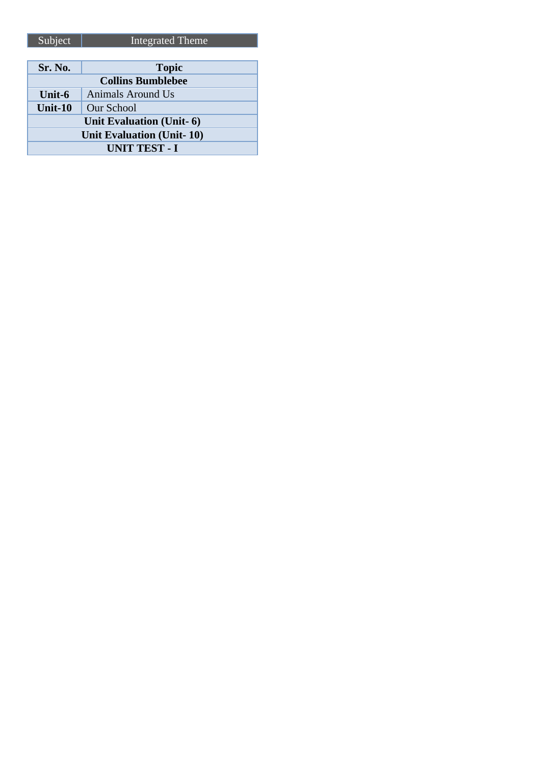| Subject | Integrated Theme |
|---|---|

| Sr. No. | Topic |
|---|---|
| **Collins Bumblebee** | |
| **Unit-6** | Animals Around Us |
| **Unit-10** | Our School |
| **Unit Evaluation (Unit- 6)** | |
| **Unit Evaluation (Unit- 10)** | |
| **UNIT TEST - I** | |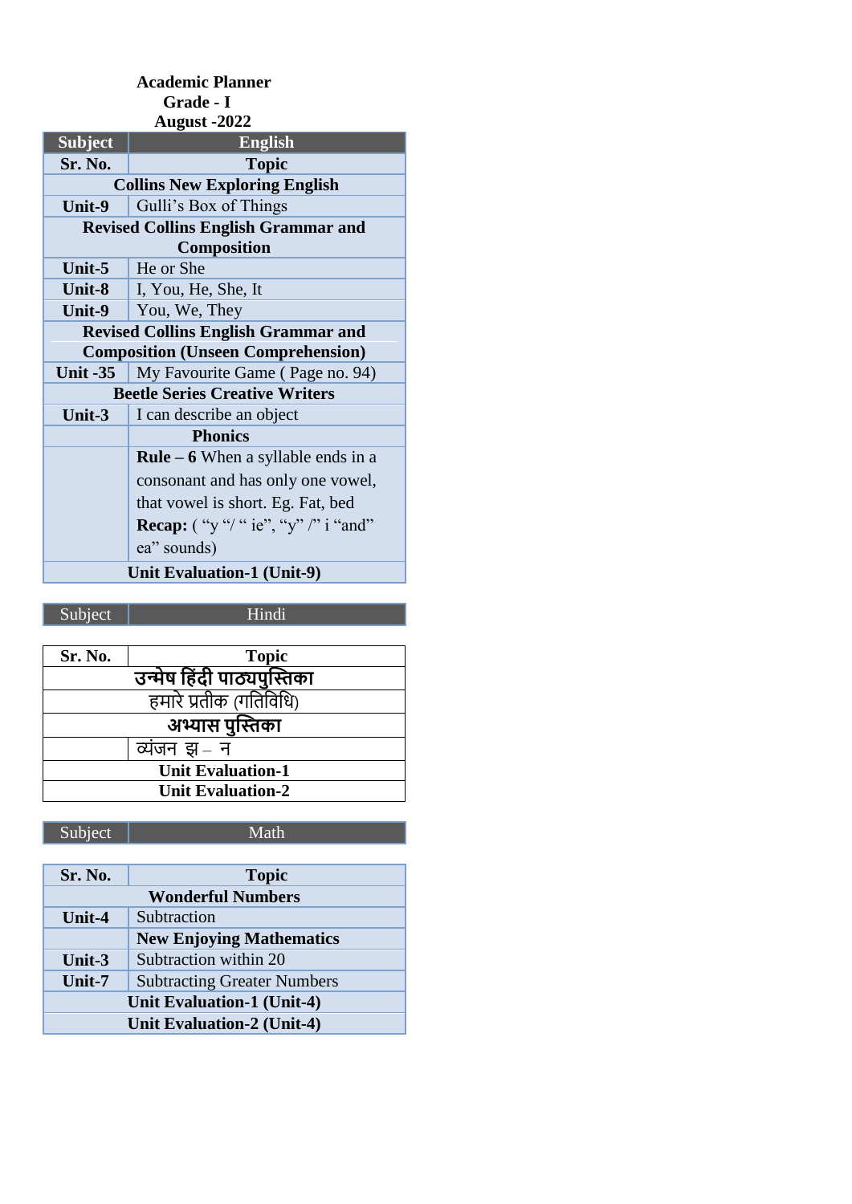**Academic Planner**
**Grade - I**
**August -2022**

| Subject | English |
|---|---|
| **Sr. No.** | **Topic** |
| **Collins New Exploring English** | |
| **Unit-9** | Gulli's Box of Things |
| **Revised Collins English Grammar and Composition** | |
| **Unit-5** | He or She |
| **Unit-8** | I, You, He, She, It |
| **Unit-9** | You, We, They |
| **Revised Collins English Grammar and Composition (Unseen Comprehension)** | |
| **Unit -35** | My Favourite Game ( Page no. 94) |
| **Beetle Series Creative Writers** | |
| **Unit-3** | I can describe an object |
| | **Phonics** |
| | **Rule – 6** When a syllable ends in a consonant and has only one vowel, that vowel is short. Eg. Fat, bed **Recap:** ( "y "/ " ie", "y" /" i "and" ea" sounds) |
| **Unit Evaluation-1 (Unit-9)** | |

| Subject | Hindi |
|---|---|

| Sr. No. | Topic |
|---|---|
| **उन्मेष हिंदी पाठ्यपुस्तिका** | |
| हमारे प्रतीक (गतिविधि) | |
| **अभ्यास पुस्तिका** | |
| | व्यंजन झ – न |
| **Unit Evaluation-1** | |
| **Unit Evaluation-2** | |

| Subject | Math |
|---|---|

| Sr. No. | Topic |
|---|---|
| **Wonderful Numbers** | |
| **Unit-4** | Subtraction |
| | **New Enjoying Mathematics** |
| **Unit-3** | Subtraction within 20 |
| **Unit-7** | Subtracting Greater Numbers |
| **Unit Evaluation-1 (Unit-4)** | |
| **Unit Evaluation-2 (Unit-4)** | |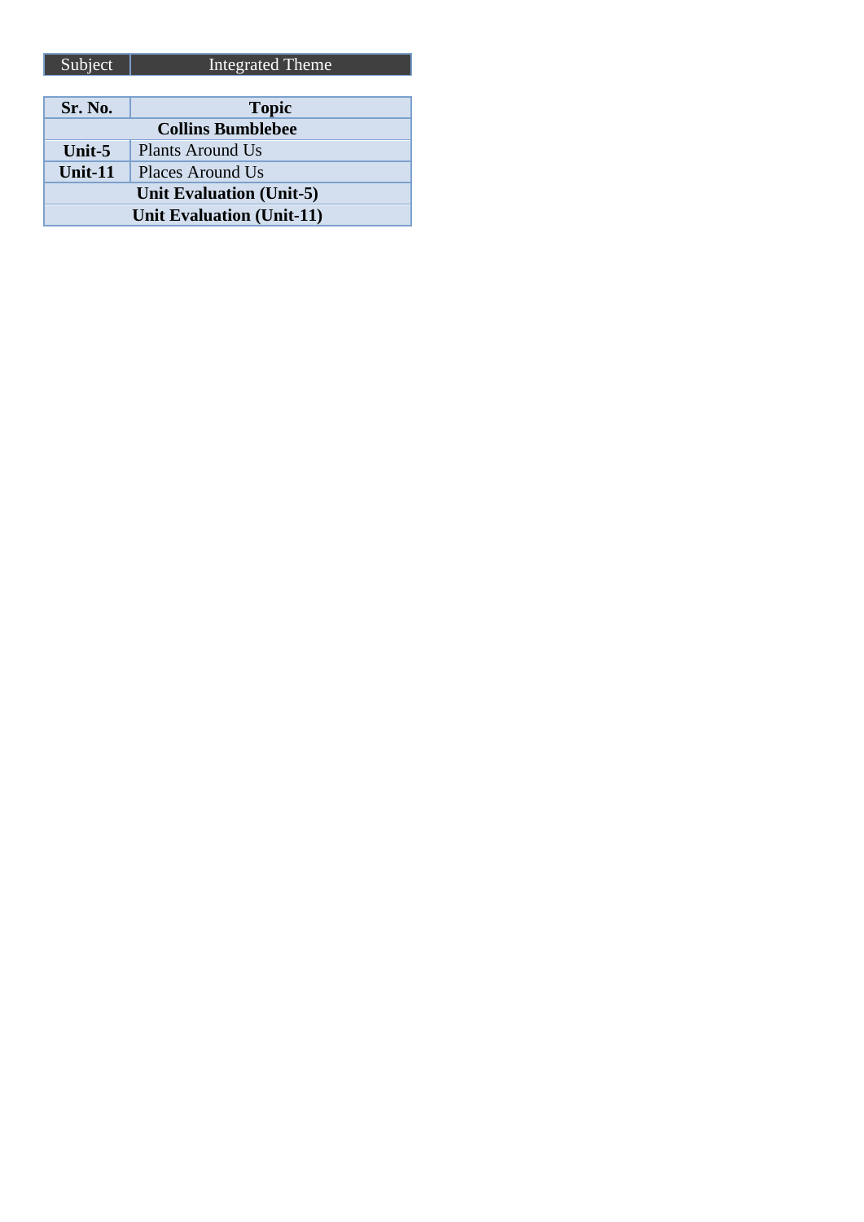| Subject | Integrated Theme |
|---|---|

| Sr. No. | Topic |
|---|---|
| **Collins Bumblebee** | |
| **Unit-5** | Plants Around Us |
| **Unit-11** | Places Around Us |
| **Unit Evaluation (Unit-5)** | |
| **Unit Evaluation (Unit-11)** | |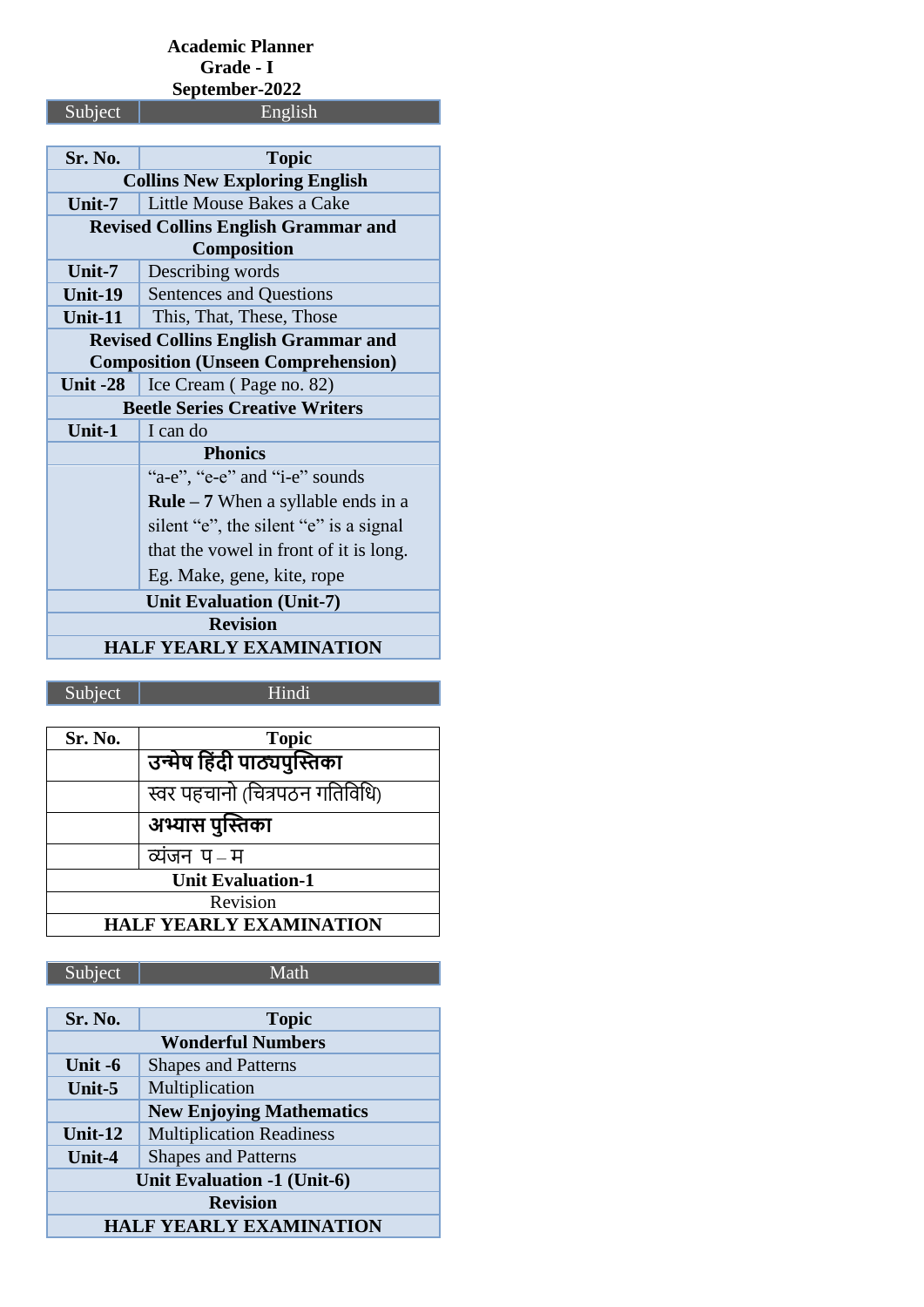**Academic Planner**
**Grade - I**
**September-2022**

| Subject | English |
|---|---|

| Sr. No. | Topic |
|---|---|
| **Collins New Exploring English** | |
| **Unit-7** | Little Mouse Bakes a Cake |
| **Revised Collins English Grammar and Composition** | |
| **Unit-7** | Describing words |
| **Unit-19** | Sentences and Questions |
| **Unit-11** | This, That, These, Those |
| **Revised Collins English Grammar and Composition (Unseen Comprehension)** | |
| **Unit -28** | Ice Cream ( Page no. 82) |
| **Beetle Series Creative Writers** | |
| **Unit-1** | I can do |
| | **Phonics** |
| | "a-e", "e-e" and "i-e" sounds **Rule – 7** When a syllable ends in a silent "e", the silent "e" is a signal that the vowel in front of it is long. Eg. Make, gene, kite, rope |
| **Unit Evaluation (Unit-7)** | |
| **Revision** | |
| **HALF YEARLY EXAMINATION** | |

| Subject | Hindi |
|---|---|

| Sr. No. | Topic |
|---|---|
| | **उन्मेष हिंदी पाठ्यपुस्तिका** |
| | स्वर पहचानो (चित्रपठन गतिविधि) |
| | **अभ्यास पुस्तिका** |
| | व्यंजन प – म |
| **Unit Evaluation-1** | |
| Revision | |
| **HALF YEARLY EXAMINATION** | |

| Subject | Math |
|---|---|

| Sr. No. | Topic |
|---|---|
| **Wonderful Numbers** | |
| **Unit -6** | Shapes and Patterns |
| **Unit-5** | Multiplication |
| | **New Enjoying Mathematics** |
| **Unit-12** | Multiplication Readiness |
| **Unit-4** | Shapes and Patterns |
| **Unit Evaluation -1 (Unit-6)** | |
| **Revision** | |
| **HALF YEARLY EXAMINATION** | |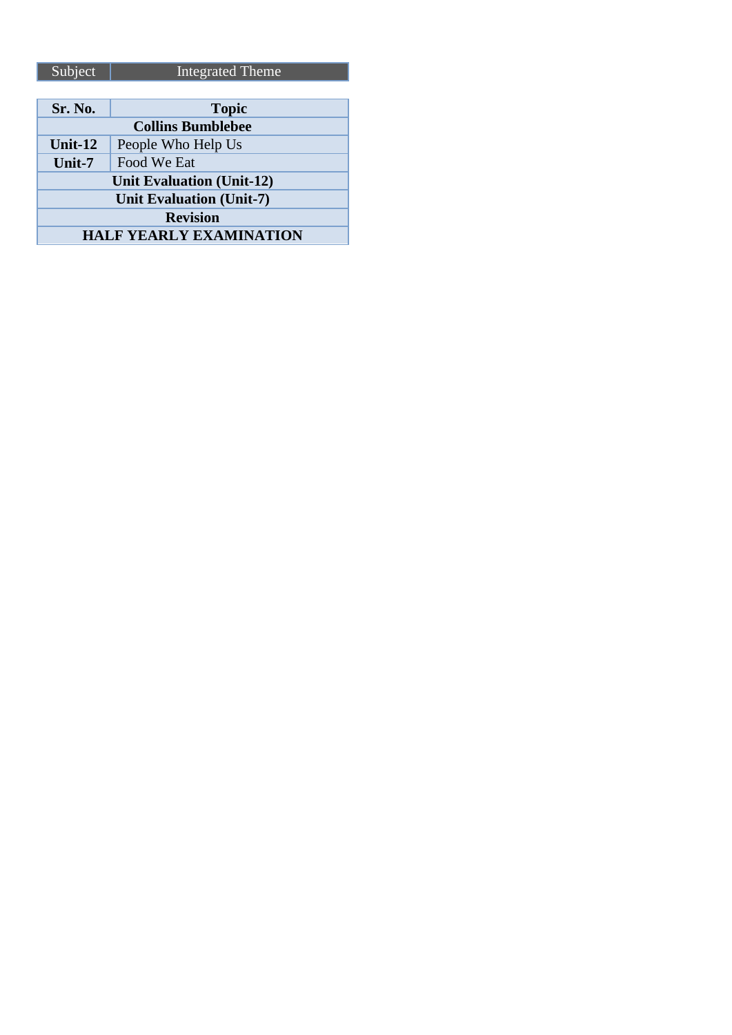| Subject | Integrated Theme |
|---|---|

| Sr. No. | Topic |
|---|---|
| **Collins Bumblebee** | |
| **Unit-12** | People Who Help Us |
| **Unit-7** | Food We Eat |
| **Unit Evaluation (Unit-12)** | |
| **Unit Evaluation (Unit-7)** | |
| **Revision** | |
| **HALF YEARLY EXAMINATION** | |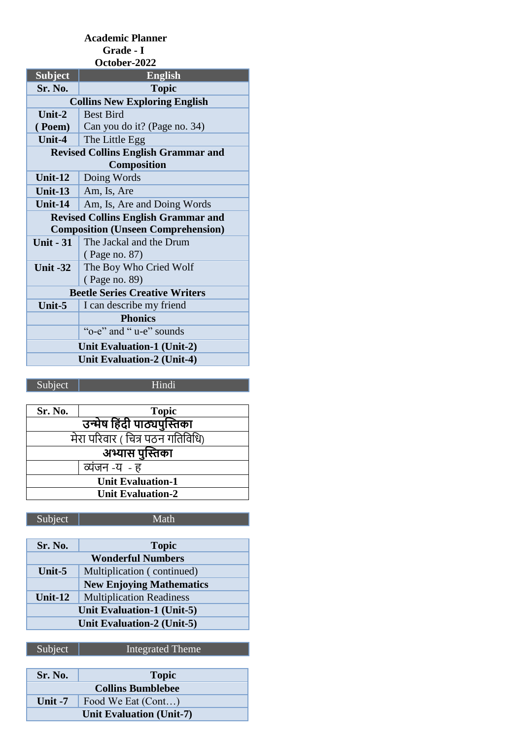**Academic Planner**
**Grade - I**
**October-2022**

| Subject | English |
|---|---|
| **Sr. No.** | **Topic** |
| **Collins New Exploring English** | |
| **Unit-2 ( Poem)** | Best Bird<br>Can you do it? (Page no. 34) |
| **Unit-4** | The Little Egg |
| **Revised Collins English Grammar and Composition** | |
| **Unit-12** | Doing Words |
| **Unit-13** | Am, Is, Are |
| **Unit-14** | Am, Is, Are and Doing Words |
| **Revised Collins English Grammar and Composition (Unseen Comprehension)** | |
| **Unit - 31** | The Jackal and the Drum ( Page no. 87) |
| **Unit -32** | The Boy Who Cried Wolf ( Page no. 89) |
| **Beetle Series Creative Writers** | |
| **Unit-5** | I can describe my friend |
| | **Phonics** |
| | “o-e” and “ u-e” sounds |
| **Unit Evaluation-1 (Unit-2)** | |
| **Unit Evaluation-2 (Unit-4)** | |

| Subject | Hindi |
|---|---|
| **Sr. No.** | **Topic** |
| **उन्मेष हिंदी पाठ्यपुस्तिका** | |
| मेरा परिवार ( चित्र पठन गतिविधि) | |
| **अभ्यास पुस्तिका** | |
| | व्यंजन -य - ह |
| **Unit Evaluation-1** | |
| **Unit Evaluation-2** | |

| Subject | Math |
|---|---|
| **Sr. No.** | **Topic** |
| **Wonderful Numbers** | |
| **Unit-5** | Multiplication ( continued) |
| | **New Enjoying Mathematics** |
| **Unit-12** | Multiplication Readiness |
| **Unit Evaluation-1 (Unit-5)** | |
| **Unit Evaluation-2 (Unit-5)** | |

| Subject | Integrated Theme |
|---|---|
| **Sr. No.** | **Topic** |
| **Collins Bumblebee** | |
| **Unit -7** | Food We Eat (Cont…) |
| **Unit Evaluation (Unit-7)** | |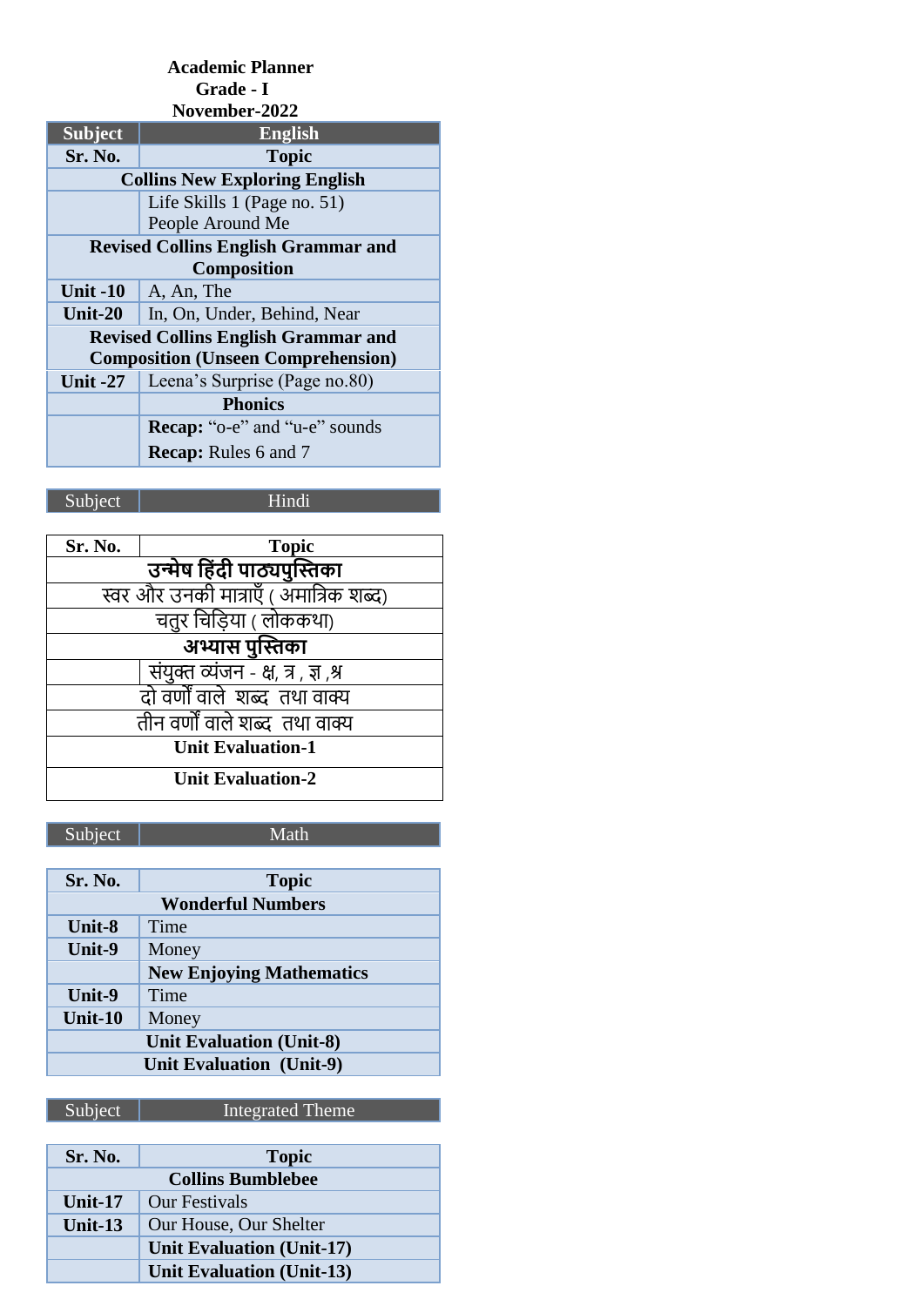**Academic Planner**
**Grade - I**
**November-2022**

| **Subject** | **English** |
|---|---|
| **Sr. No.** | **Topic** |
| **Collins New Exploring English** | |
| | Life Skills 1 (Page no. 51)<br>People Around Me |
| **Revised Collins English Grammar and Composition** | |
| **Unit -10** | A, An, The |
| **Unit-20** | In, On, Under, Behind, Near |
| **Revised Collins English Grammar and Composition (Unseen Comprehension)** | |
| **Unit -27** | Leena's Surprise (Page no.80) |
| | **Phonics** |
| | **Recap:** "o-e" and "u-e" sounds<br>**Recap:** Rules 6 and 7 |

| Subject | Hindi |
|---|---|

| **Sr. No.** | **Topic** |
|---|---|
| **उन्मेष हिंदी पाठ्यपुस्तिका** | |
| स्वर और उनकी मात्राएँ ( अमात्रिक शब्द) | |
| चतुर चिड़िया ( लोककथा) | |
| **अभ्यास पुस्तिका** | |
| | संयुक्त व्यंजन - क्ष, त्र , ज्ञ ,श्र |
| दो वर्णों वाले शब्द तथा वाक्य | |
| तीन वर्णों वाले शब्द तथा वाक्य | |
| **Unit Evaluation-1** | |
| **Unit Evaluation-2** | |

| Subject | Math |
|---|---|

| **Sr. No.** | **Topic** |
|---|---|
| **Wonderful Numbers** | |
| **Unit-8** | Time |
| **Unit-9** | Money |
| | **New Enjoying Mathematics** |
| **Unit-9** | Time |
| **Unit-10** | Money |
| **Unit Evaluation (Unit-8)** | |
| **Unit Evaluation (Unit-9)** | |

| Subject | Integrated Theme |
|---|---|

| **Sr. No.** | **Topic** |
|---|---|
| **Collins Bumblebee** | |
| **Unit-17** | Our Festivals |
| **Unit-13** | Our House, Our Shelter |
| | **Unit Evaluation (Unit-17)** |
| | **Unit Evaluation (Unit-13)** |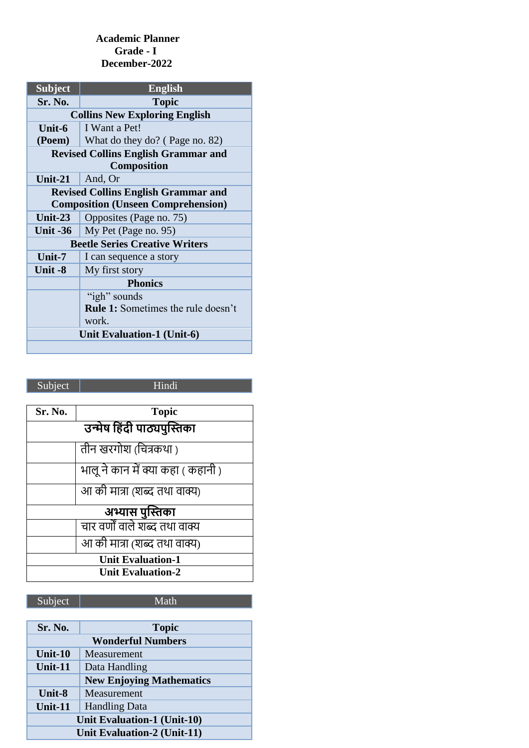**Academic Planner**
**Grade - I**
**December-2022**

| Subject | English |
|---|---|
| **Sr. No.** | **Topic** |
| **Collins New Exploring English** | |
| **Unit-6 (Poem)** | I Want a Pet!<br>What do they do? ( Page no. 82) |
| **Revised Collins English Grammar and Composition** | |
| **Unit-21** | And, Or |
| **Revised Collins English Grammar and Composition (Unseen Comprehension)** | |
| **Unit-23** | Opposites (Page no. 75) |
| **Unit -36** | My Pet (Page no. 95) |
| **Beetle Series Creative Writers** | |
| **Unit-7** | I can sequence a story |
| **Unit -8** | My first story |
| | **Phonics** |
| | "igh" sounds<br>**Rule 1:** Sometimes the rule doesn't work. |
| **Unit Evaluation-1 (Unit-6)** | |
| | |

| Subject | Hindi |
|---|---|
| **Sr. No.** | **Topic** |
| **उन्मेष हिंदी पाठ्यपुस्तिका** | |
| | तीन खरगोश (चित्रकथा ) |
| | भालू ने कान में क्या कहा ( कहानी ) |
| | आ की मात्रा (शब्द तथा वाक्य) |
| **अभ्यास पुस्तिका** | |
| | चार वर्णों वाले शब्द तथा वाक्य |
| | आ की मात्रा (शब्द तथा वाक्य) |
| **Unit Evaluation-1** | |
| **Unit Evaluation-2** | |

| Subject | Math |
|---|---|
| **Sr. No.** | **Topic** |
| **Wonderful Numbers** | |
| **Unit-10** | Measurement |
| **Unit-11** | Data Handling |
| | **New Enjoying Mathematics** |
| **Unit-8** | Measurement |
| **Unit-11** | Handling Data |
| **Unit Evaluation-1 (Unit-10)** | |
| **Unit Evaluation-2 (Unit-11)** | |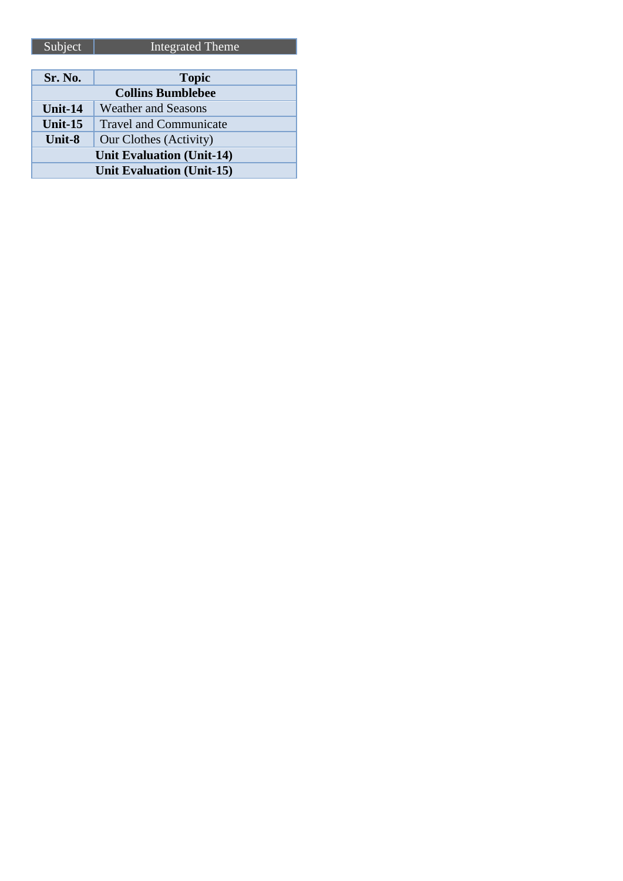| Subject | Integrated Theme |
|---|---|

| Sr. No. | Topic |
|---|---|
| **Collins Bumblebee** | |
| **Unit-14** | Weather and Seasons |
| **Unit-15** | Travel and Communicate |
| **Unit-8** | Our Clothes (Activity) |
| **Unit Evaluation (Unit-14)** | |
| **Unit Evaluation (Unit-15)** | |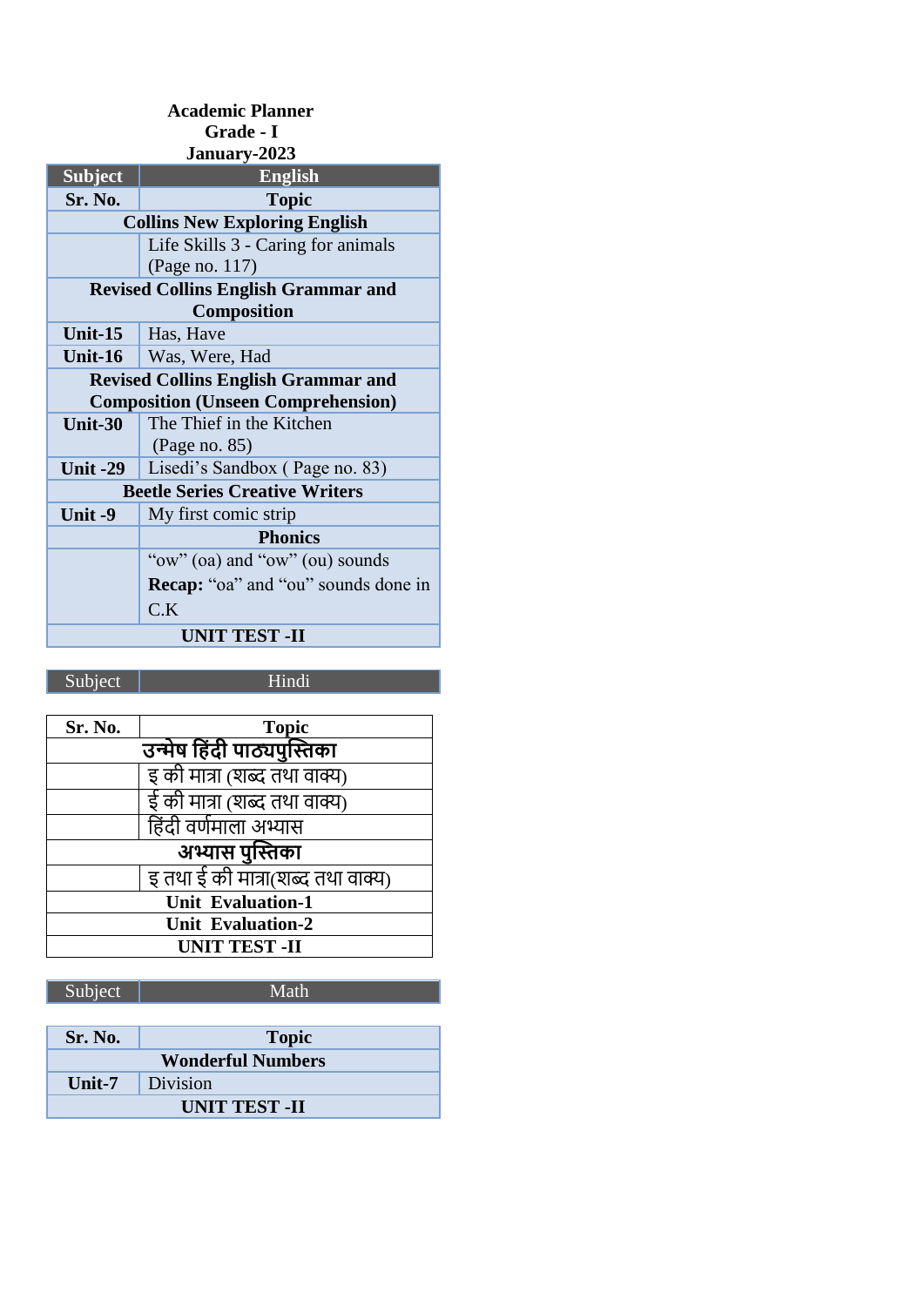**Academic Planner**
**Grade - I**
**January-2023**

| Subject | English |
|---|---|
| **Sr. No.** | **Topic** |
| **Collins New Exploring English** | |
| | Life Skills 3 - Caring for animals (Page no. 117) |
| **Revised Collins English Grammar and Composition** | |
| **Unit-15** | Has, Have |
| **Unit-16** | Was, Were, Had |
| **Revised Collins English Grammar and Composition (Unseen Comprehension)** | |
| **Unit-30** | The Thief in the Kitchen (Page no. 85) |
| **Unit -29** | Lisedi's Sandbox ( Page no. 83) |
| **Beetle Series Creative Writers** | |
| **Unit -9** | My first comic strip |
| | **Phonics** |
| | "ow" (oa) and "ow" (ou) sounds<br>**Recap:** "oa" and "ou" sounds done in C.K |
| **UNIT TEST -II** | |

| Subject | Hindi |
|---|---|
| **Sr. No.** | **Topic** |
| **उन्मेष हिंदी पाठ्यपुस्तिका** | |
| | इ की मात्रा (शब्द तथा वाक्य) |
| | ई की मात्रा (शब्द तथा वाक्य) |
| | हिंदी वर्णमाला अभ्यास |
| **अभ्यास पुस्तिका** | |
| | इ तथा ई की मात्रा(शब्द तथा वाक्य) |
| **Unit Evaluation-1** | |
| **Unit Evaluation-2** | |
| **UNIT TEST -II** | |

| Subject | Math |
|---|---|
| **Sr. No.** | **Topic** |
| **Wonderful Numbers** | |
| **Unit-7** | Division |
| **UNIT TEST -II** | |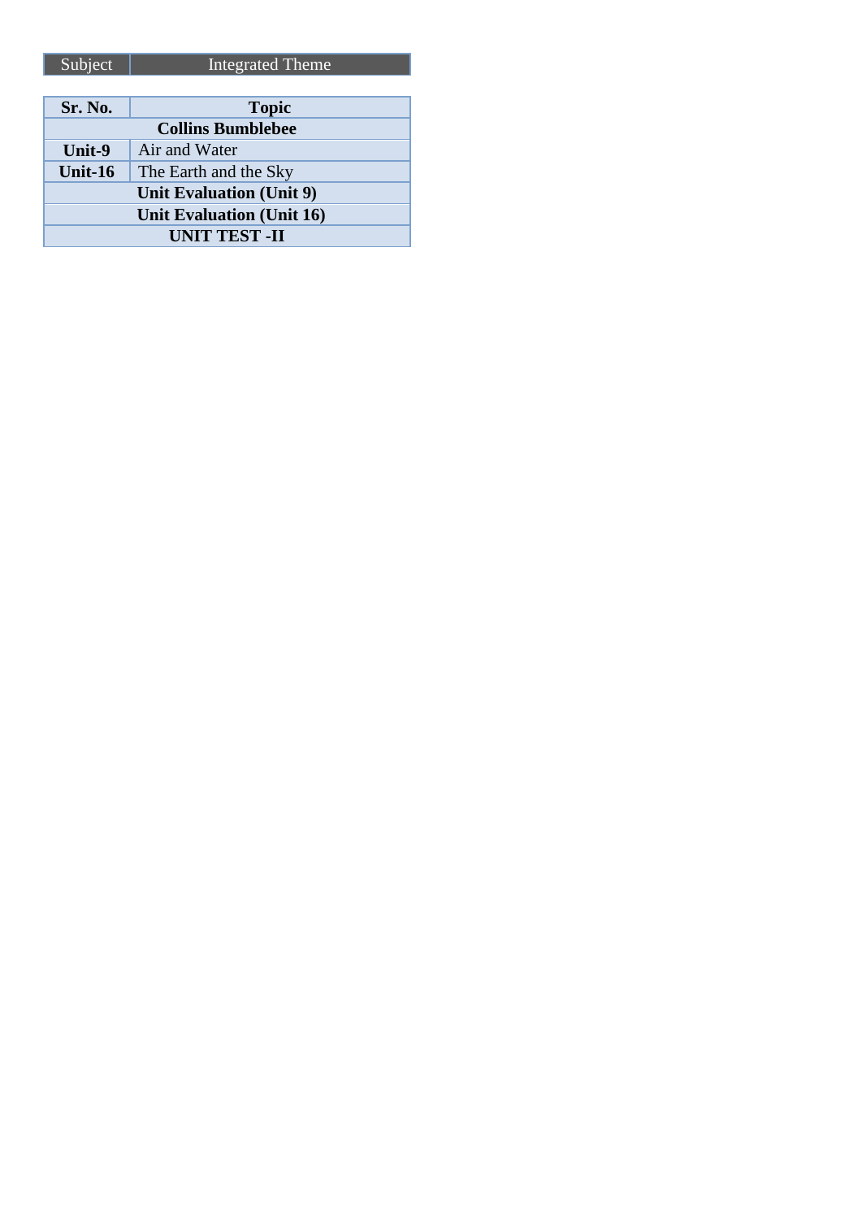| Subject | Integrated Theme |
| --- | --- |

| Sr. No. | Topic |
| --- | --- |
| **Collins Bumblebee** | |
| **Unit-9** | Air and Water |
| **Unit-16** | The Earth and the Sky |
| **Unit Evaluation (Unit 9)** | |
| **Unit Evaluation (Unit 16)** | |
| **UNIT TEST -II** | |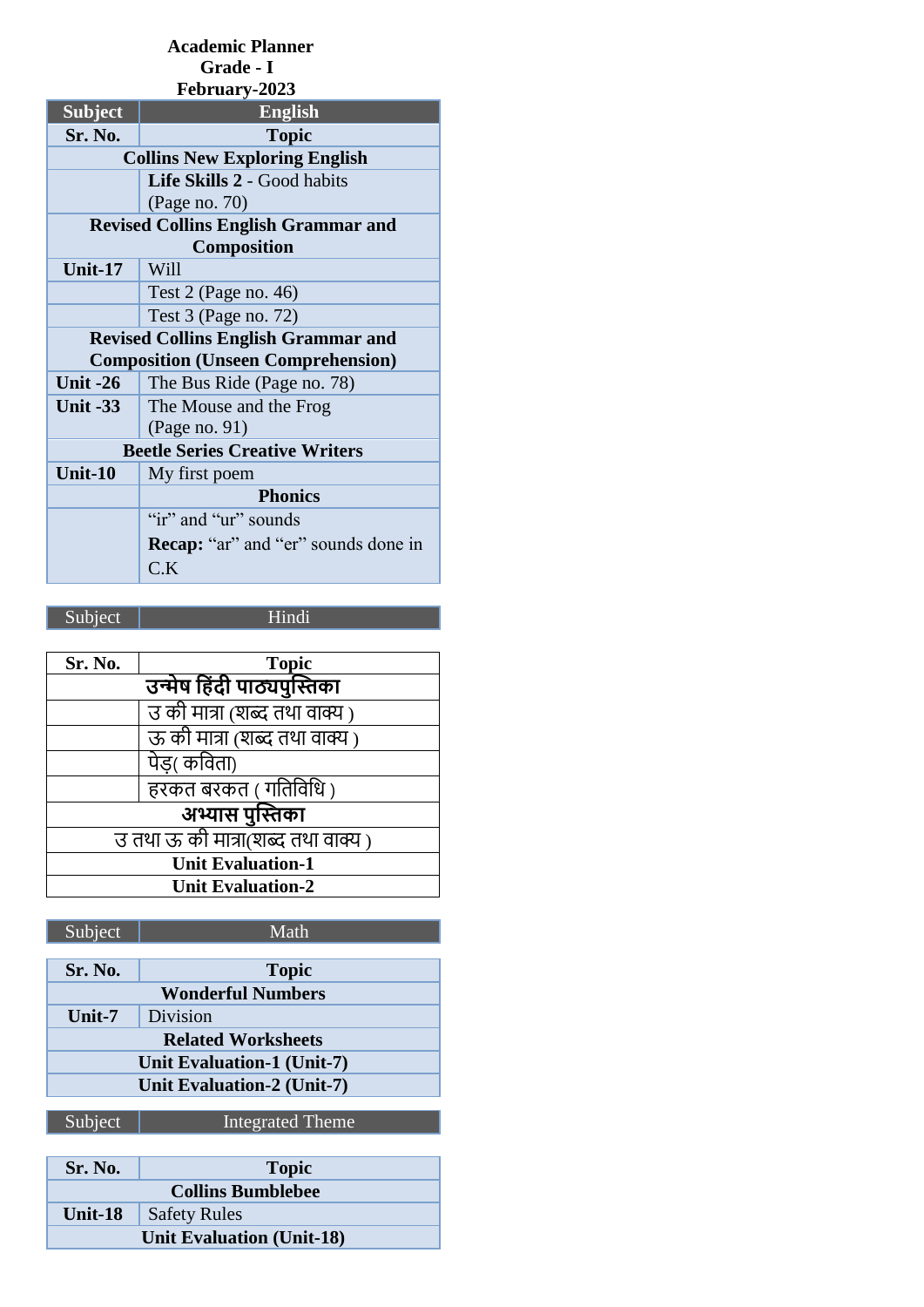**Academic Planner**
**Grade - I**
**February-2023**

| Subject | English |
|---|---|
| **Sr. No.** | **Topic** |
| **Collins New Exploring English** | |
| | **Life Skills 2** - Good habits (Page no. 70) |
| **Revised Collins English Grammar and Composition** | |
| **Unit-17** | Will |
| | Test 2 (Page no. 46) |
| | Test 3 (Page no. 72) |
| **Revised Collins English Grammar and Composition (Unseen Comprehension)** | |
| **Unit -26** | The Bus Ride (Page no. 78) |
| **Unit -33** | The Mouse and the Frog (Page no. 91) |
| **Beetle Series Creative Writers** | |
| **Unit-10** | My first poem |
| | **Phonics** |
| | "ir" and "ur" sounds<br>**Recap:** "ar" and "er" sounds done in C.K |

| Subject | Hindi |
|---|---|
| **Sr. No.** | **Topic** |
| **उन्मेष हिंदी पाठ्यपुस्तिका** | |
| | उ की मात्रा (शब्द तथा वाक्य ) |
| | ऊ की मात्रा (शब्द तथा वाक्य ) |
| | पेड़( कविता) |
| | हरकत बरकत ( गतिविधि ) |
| **अभ्यास पुस्तिका** | |
| उ तथा ऊ की मात्रा(शब्द तथा वाक्य ) | |
| **Unit Evaluation-1** | |
| **Unit Evaluation-2** | |

| Subject | Math |
|---|---|
| **Sr. No.** | **Topic** |
| **Wonderful Numbers** | |
| **Unit-7** | Division |
| **Related Worksheets** | |
| **Unit Evaluation-1 (Unit-7)** | |
| **Unit Evaluation-2 (Unit-7)** | |

| Subject | Integrated Theme |
|---|---|
| **Sr. No.** | **Topic** |
| **Collins Bumblebee** | |
| **Unit-18** | Safety Rules |
| **Unit Evaluation (Unit-18)** | |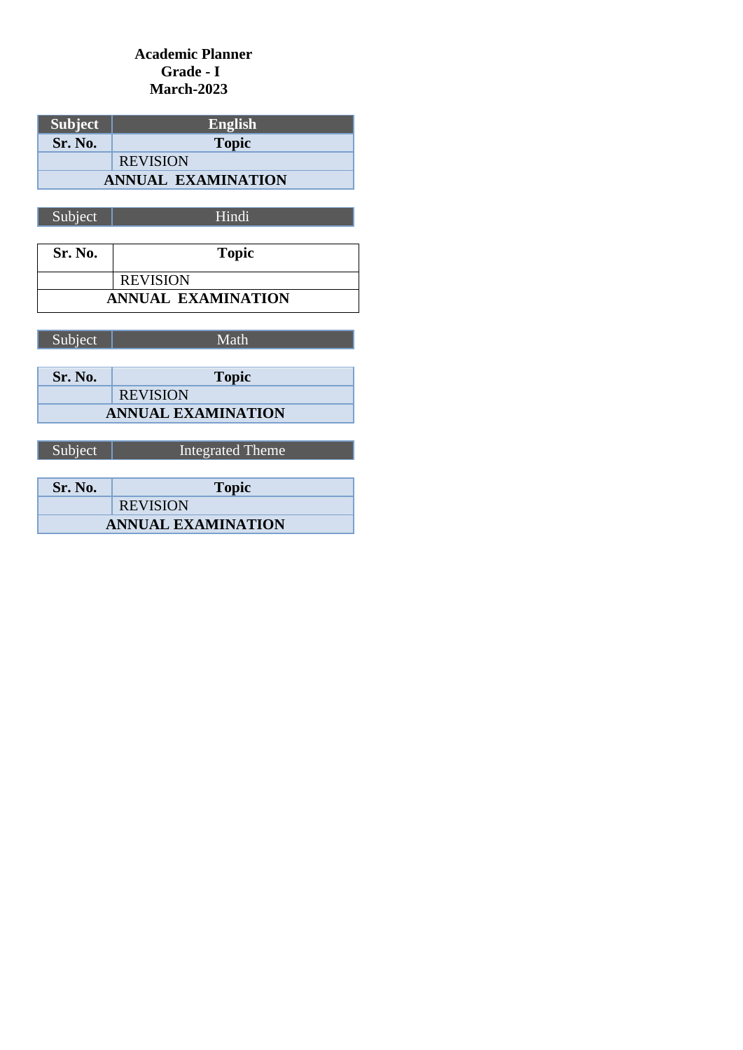**Academic Planner**
**Grade - I**
**March-2023**

| Subject | English |
|---|---|
| **Sr. No.** | **Topic** |
| | REVISION |
| **ANNUAL EXAMINATION** | |

| Subject | Hindi |
|---|---|
| **Sr. No.** | **Topic** |
| | REVISION |
| **ANNUAL EXAMINATION** | |

| Subject | Math |
|---|---|
| **Sr. No.** | **Topic** |
| | REVISION |
| **ANNUAL EXAMINATION** | |

| Subject | Integrated Theme |
|---|---|
| **Sr. No.** | **Topic** |
| | REVISION |
| **ANNUAL EXAMINATION** | |